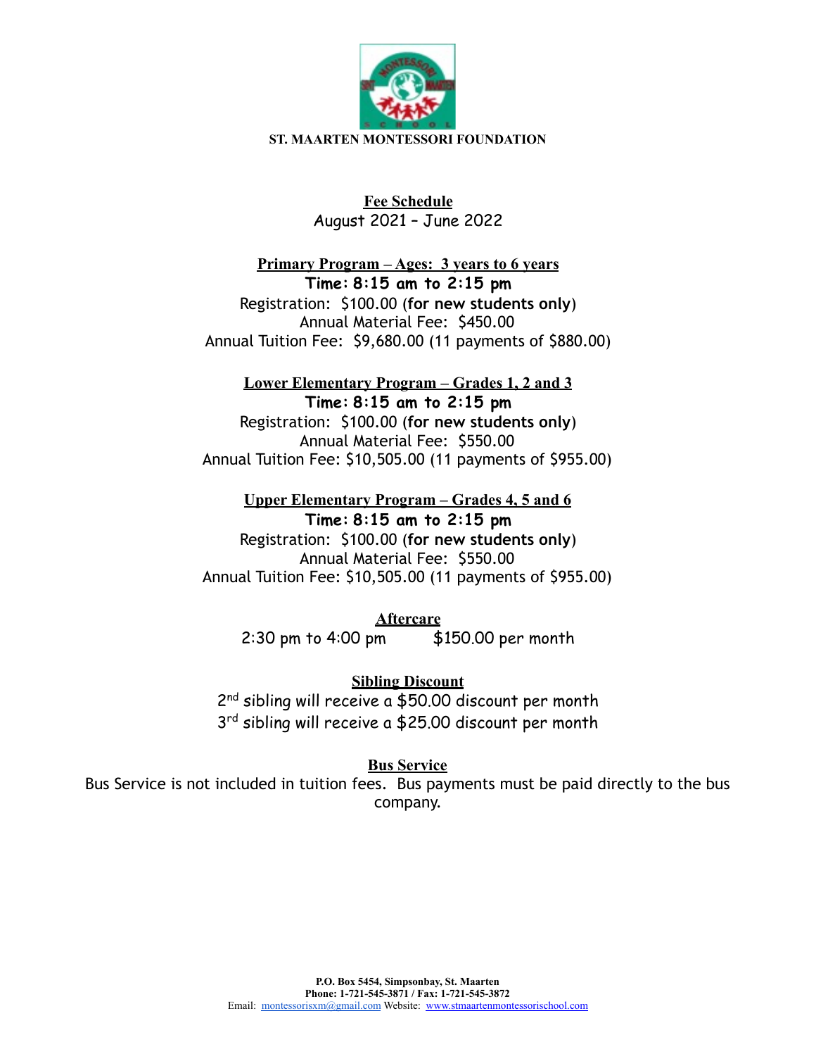# ST. MAARTEN MONTESSORI FOUNDATION

## Fee Schedule

August 2021 – June 2022

### Primary Program – Ages: 3 years to 6 years

**Time: 8:15 am to 2:15 pm**

Registration: $100.00 (**for new students only**)

Annual Material Fee: $450.00

Annual Tuition Fee: $9,680.00 (11 payments of $880.00)

### Lower Elementary Program – Grades 1, 2 and 3

**Time: 8:15 am to 2:15 pm**

Registration: $100.00 (**for new students only**)

Annual Material Fee: $550.00

Annual Tuition Fee: $10,505.00 (11 payments of $955.00)

### Upper Elementary Program – Grades 4, 5 and 6

**Time: 8:15 am to 2:15 pm**

Registration: $100.00 (**for new students only**)

Annual Material Fee: $550.00

Annual Tuition Fee: $10,505.00 (11 payments of $955.00)

### Aftercare

2:30 pm to 4:00 pm $150.00 per month

### Sibling Discount

2nd sibling will receive a $50.00 discount per month

3rd sibling will receive a $25.00 discount per month

### Bus Service

Bus Service is not included in tuition fees. Bus payments must be paid directly to the bus company.

P.O. Box 5454, Simpsonbay, St. Maarten
Phone: 1-721-545-3871 / Fax: 1-721-545-3872
Email: montessorisxm@gmail.com Website: www.stmaartenmontessorischool.com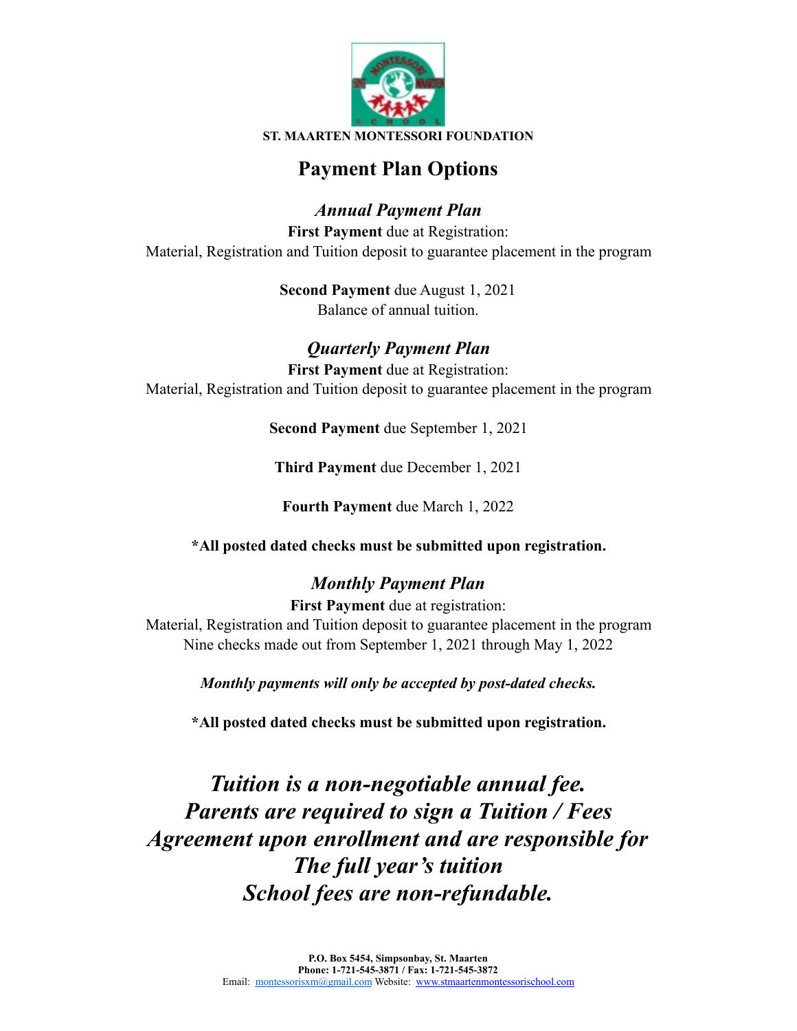**ST. MAARTEN MONTESSORI FOUNDATION**

# Payment Plan Options

## *Annual Payment Plan*

**First Payment** due at Registration:
Material, Registration and Tuition deposit to guarantee placement in the program

**Second Payment** due August 1, 2021
Balance of annual tuition.

## *Quarterly Payment Plan*

**First Payment** due at Registration:
Material, Registration and Tuition deposit to guarantee placement in the program

**Second Payment** due September 1, 2021

**Third Payment** due December 1, 2021

**Fourth Payment** due March 1, 2022

**\*All posted dated checks must be submitted upon registration.**

## *Monthly Payment Plan*

**First Payment** due at registration:
Material, Registration and Tuition deposit to guarantee placement in the program
Nine checks made out from September 1, 2021 through May 1, 2022

***Monthly payments will only be accepted by post-dated checks.***

**\*All posted dated checks must be submitted upon registration.**

***Tuition is a non-negotiable annual fee.
Parents are required to sign a Tuition / Fees Agreement upon enrollment and are responsible for The full year's tuition
School fees are non-refundable.***

**P.O. Box 5454, Simpsonbay, St. Maarten**
**Phone: 1-721-545-3871 / Fax: 1-721-545-3872**
Email: montessorisxm@gmail.com Website: www.stmaartenmontessorischool.com